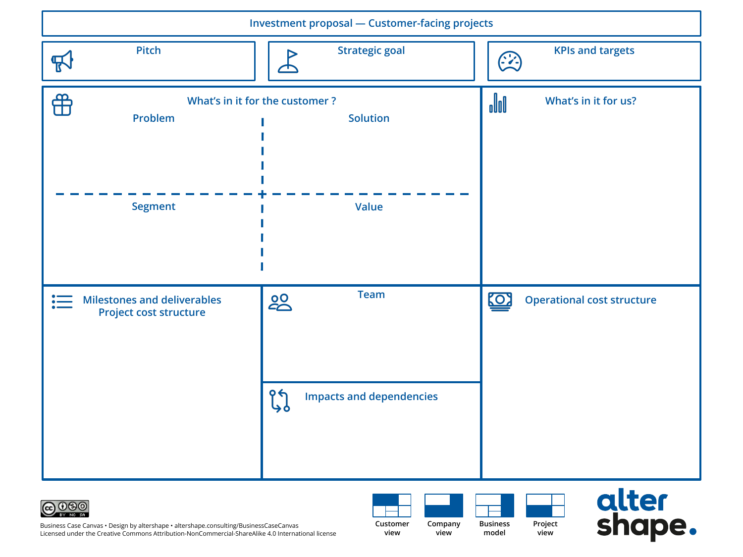# Investment proposal — Customer-facing projects

## Pitch

## Strategic goal

## KPIs and targets

## What's in it for the customer ?

### Problem

### Solution

### Segment

### Value

## What's in it for us?

## Milestones and deliverables
## Project cost structure

## Team

## Impacts and dependencies

## Operational cost structure

Business Case Canvas • Design by altershape • altershape.consulting/BusinessCaseCanvas
Licensed under the Creative Commons Attribution-NonCommercial-ShareAlike 4.0 International license

Customer view | Company view | Business model | Project view

alter shape.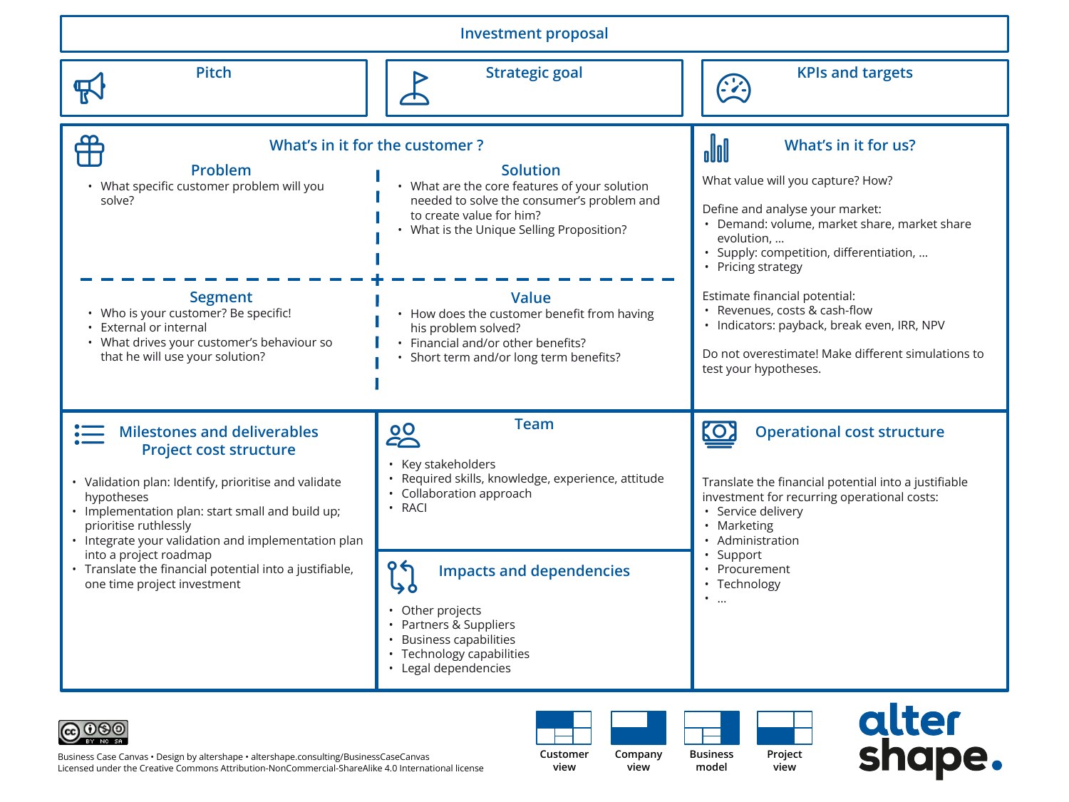# Investment proposal

## Pitch

## Strategic goal

## KPIs and targets

## What's in it for the customer ?

### Problem

- What specific customer problem will you solve?

### Solution

- What are the core features of your solution needed to solve the consumer's problem and to create value for him?
- What is the Unique Selling Proposition?

### Segment

- Who is your customer? Be specific!
- External or internal
- What drives your customer's behaviour so that he will use your solution?

### Value

- How does the customer benefit from having his problem solved?
- Financial and/or other benefits?
- Short term and/or long term benefits?

## What's in it for us?

What value will you capture? How?

Define and analyse your market:

- Demand: volume, market share, market share evolution, ...
- Supply: competition, differentiation, ...
- Pricing strategy

Estimate financial potential:

- Revenues, costs & cash-flow
- Indicators: payback, break even, IRR, NPV

Do not overestimate! Make different simulations to test your hypotheses.

## Milestones and deliverables Project cost structure

- Validation plan: Identify, prioritise and validate hypotheses
- Implementation plan: start small and build up; prioritise ruthlessly
- Integrate your validation and implementation plan into a project roadmap
- Translate the financial potential into a justifiable, one time project investment

## Team

- Key stakeholders
- Required skills, knowledge, experience, attitude
- Collaboration approach
- RACI

## Impacts and dependencies

- Other projects
- Partners & Suppliers
- Business capabilities
- Technology capabilities
- Legal dependencies

## Operational cost structure

Translate the financial potential into a justifiable investment for recurring operational costs:

- Service delivery
- Marketing
- Administration
- Support
- Procurement
- Technology
- ...

Business Case Canvas • Design by altershape • altershape.consulting/BusinessCaseCanvas
Licensed under the Creative Commons Attribution-NonCommercial-ShareAlike 4.0 International license

Customer view | Company view | Business model | Project view

alter shape.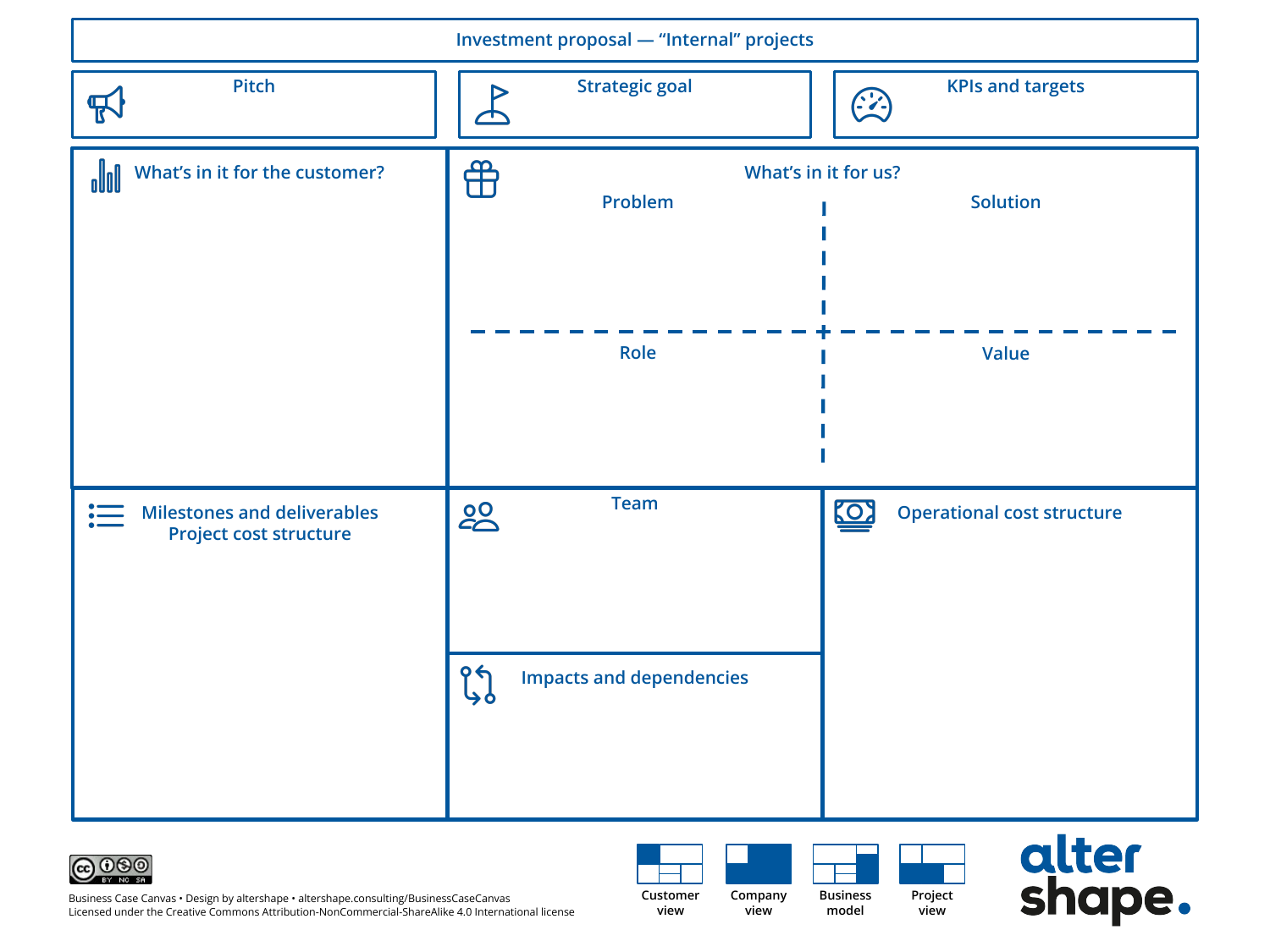# Investment proposal — “Internal” projects

## Pitch

## Strategic goal

## KPIs and targets

## What’s in it for the customer?

## What’s in it for us?

### Problem

### Solution

### Role

### Value

## Milestones and deliverables
## Project cost structure

## Team

## Impacts and dependencies

## Operational cost structure

Business Case Canvas • Design by altershape • altershape.consulting/BusinessCaseCanvas
Licensed under the Creative Commons Attribution-NonCommercial-ShareAlike 4.0 International license

Customer view

Company view

Business model

Project view

alter shape.